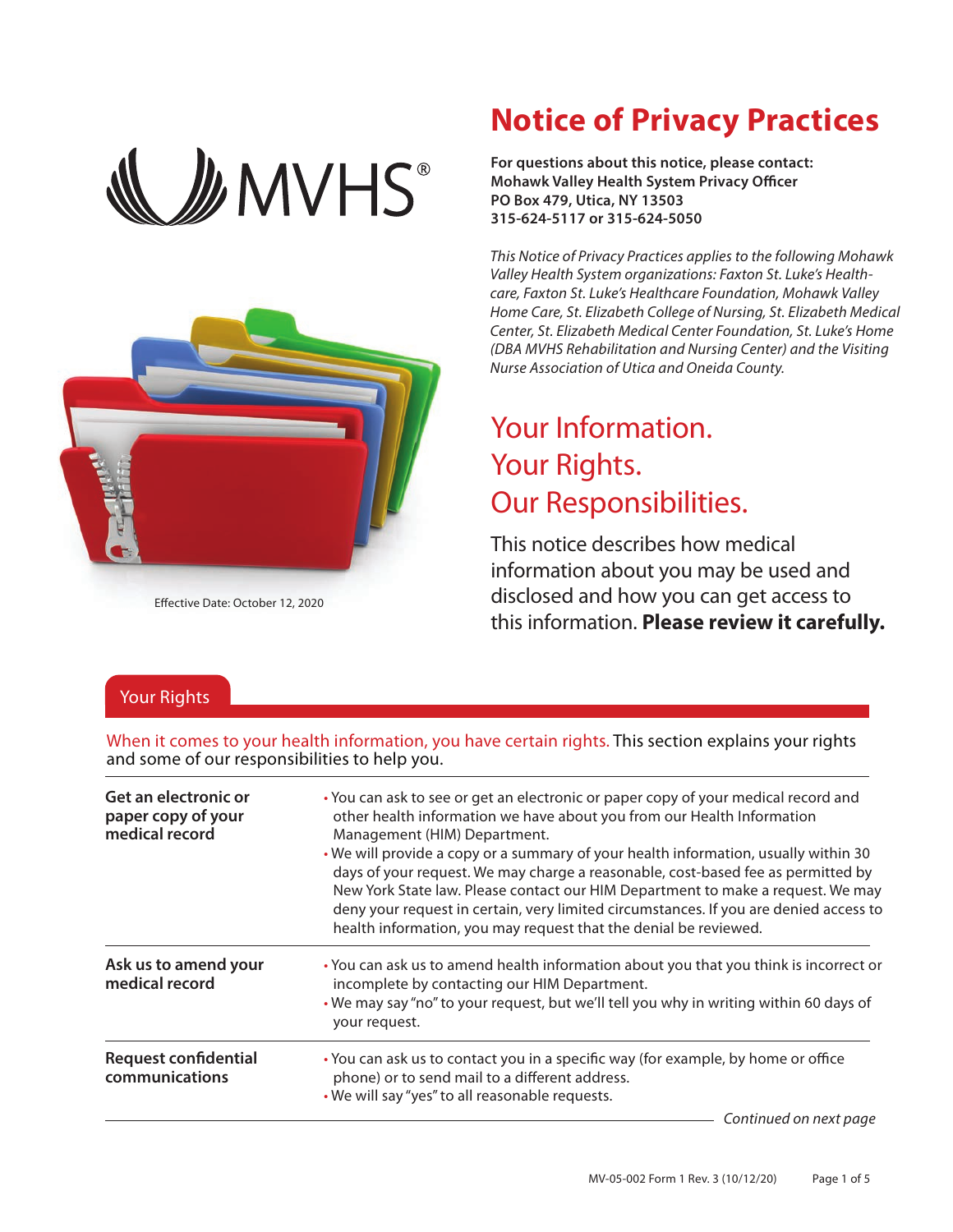MVHS®

# Notice of Privacy Practices

**For questions about this notice, please contact:**
**Mohawk Valley Health System Privacy Officer**
**PO Box 479, Utica, NY 13503**
**315-624-5117 or 315-624-5050**

*This Notice of Privacy Practices applies to the following Mohawk Valley Health System organizations: Faxton St. Luke's Healthcare, Faxton St. Luke's Healthcare Foundation, Mohawk Valley Home Care, St. Elizabeth College of Nursing, St. Elizabeth Medical Center, St. Elizabeth Medical Center Foundation, St. Luke's Home (DBA MVHS Rehabilitation and Nursing Center) and the Visiting Nurse Association of Utica and Oneida County.*

Effective Date: October 12, 2020

## Your Information. Your Rights. Our Responsibilities.

This notice describes how medical information about you may be used and disclosed and how you can get access to this information. **Please review it carefully.**

## Your Rights

When it comes to your health information, you have certain rights. This section explains your rights and some of our responsibilities to help you.

| | |
|---|---|
| **Get an electronic or paper copy of your medical record** | • You can ask to see or get an electronic or paper copy of your medical record and other health information we have about you from our Health Information Management (HIM) Department.<br>• We will provide a copy or a summary of your health information, usually within 30 days of your request. We may charge a reasonable, cost-based fee as permitted by New York State law. Please contact our HIM Department to make a request. We may deny your request in certain, very limited circumstances. If you are denied access to health information, you may request that the denial be reviewed. |
| **Ask us to amend your medical record** | • You can ask us to amend health information about you that you think is incorrect or incomplete by contacting our HIM Department.<br>• We may say "no" to your request, but we'll tell you why in writing within 60 days of your request. |
| **Request confidential communications** | • You can ask us to contact you in a specific way (for example, by home or office phone) or to send mail to a different address.<br>• We will say "yes" to all reasonable requests. |

*Continued on next page*

MV-05-002 Form 1 Rev. 3 (10/12/20)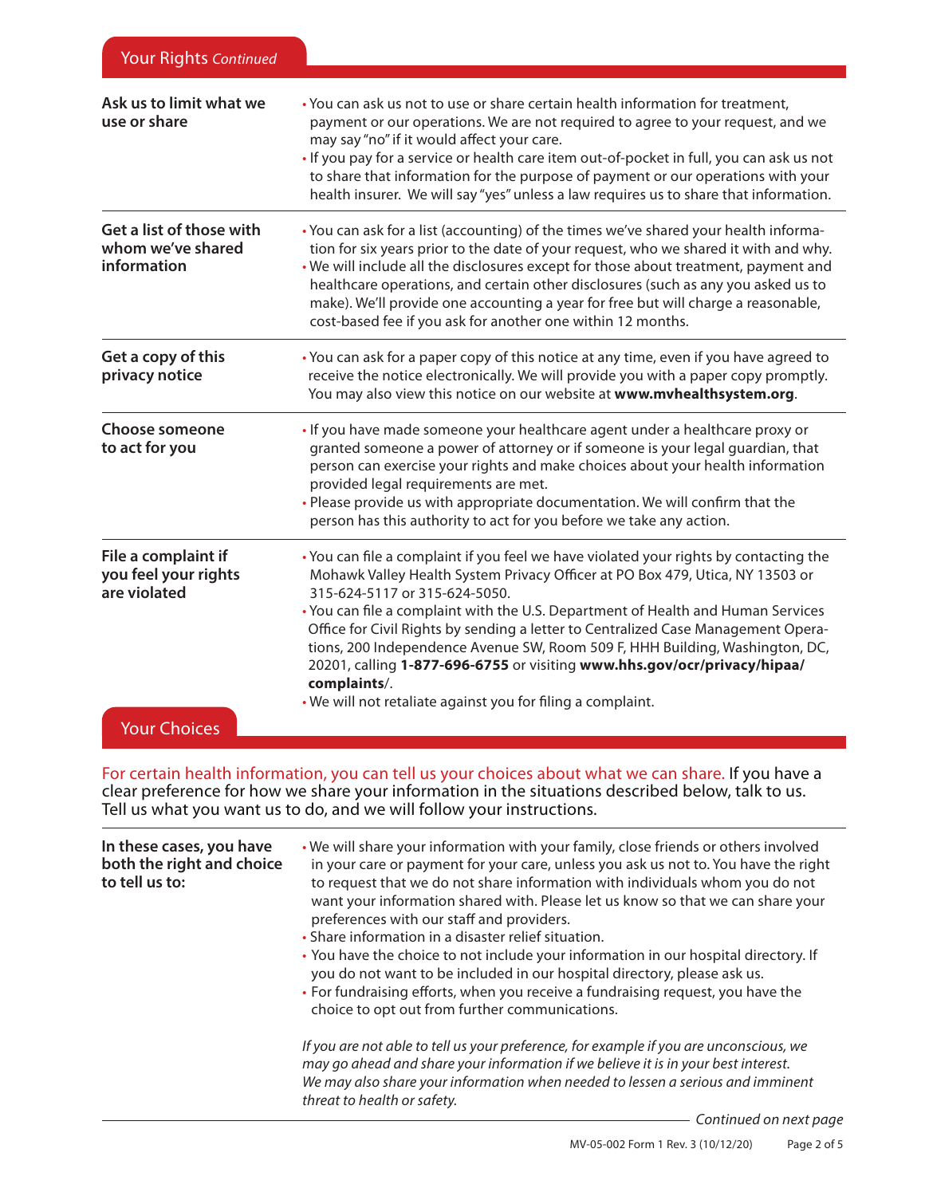## Your Rights *Continued*

| | |
|---|---|
| **Ask us to limit what we use or share** | • You can ask us not to use or share certain health information for treatment, payment or our operations. We are not required to agree to your request, and we may say "no" if it would affect your care.<br>• If you pay for a service or health care item out-of-pocket in full, you can ask us not to share that information for the purpose of payment or our operations with your health insurer. We will say "yes" unless a law requires us to share that information. |
| **Get a list of those with whom we've shared information** | • You can ask for a list (accounting) of the times we've shared your health information for six years prior to the date of your request, who we shared it with and why.<br>• We will include all the disclosures except for those about treatment, payment and healthcare operations, and certain other disclosures (such as any you asked us to make). We'll provide one accounting a year for free but will charge a reasonable, cost-based fee if you ask for another one within 12 months. |
| **Get a copy of this privacy notice** | • You can ask for a paper copy of this notice at any time, even if you have agreed to receive the notice electronically. We will provide you with a paper copy promptly. You may also view this notice on our website at **www.mvhealthsystem.org**. |
| **Choose someone to act for you** | • If you have made someone your healthcare agent under a healthcare proxy or granted someone a power of attorney or if someone is your legal guardian, that person can exercise your rights and make choices about your health information provided legal requirements are met.<br>• Please provide us with appropriate documentation. We will confirm that the person has this authority to act for you before we take any action. |
| **File a complaint if you feel your rights are violated** | • You can file a complaint if you feel we have violated your rights by contacting the Mohawk Valley Health System Privacy Officer at PO Box 479, Utica, NY 13503 or 315-624-5117 or 315-624-5050.<br>• You can file a complaint with the U.S. Department of Health and Human Services Office for Civil Rights by sending a letter to Centralized Case Management Operations, 200 Independence Avenue SW, Room 509 F, HHH Building, Washington, DC, 20201, calling **1-877-696-6755** or visiting **www.hhs.gov/ocr/privacy/hipaa/complaints**/.<br>• We will not retaliate against you for filing a complaint. |

## Your Choices

For certain health information, you can tell us your choices about what we can share. If you have a clear preference for how we share your information in the situations described below, talk to us. Tell us what you want us to do, and we will follow your instructions.

| | |
|---|---|
| **In these cases, you have both the right and choice to tell us to:** | • We will share your information with your family, close friends or others involved in your care or payment for your care, unless you ask us not to. You have the right to request that we do not share information with individuals whom you do not want your information shared with. Please let us know so that we can share your preferences with our staff and providers.<br>• Share information in a disaster relief situation.<br>• You have the choice to not include your information in our hospital directory. If you do not want to be included in our hospital directory, please ask us.<br>• For fundraising efforts, when you receive a fundraising request, you have the choice to opt out from further communications.<br><br>*If you are not able to tell us your preference, for example if you are unconscious, we may go ahead and share your information if we believe it is in your best interest. We may also share your information when needed to lessen a serious and imminent threat to health or safety.* |

*Continued on next page*

MV-05-002 Form 1 Rev. 3 (10/12/20)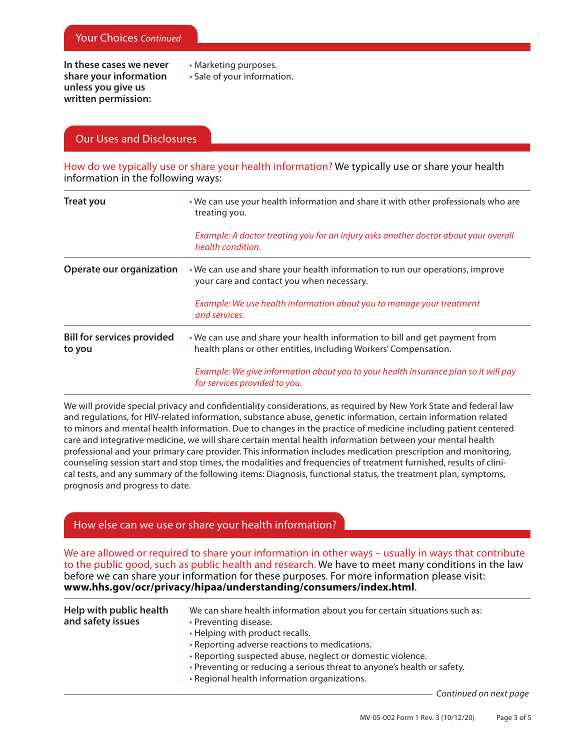## Your Choices *Continued*

**In these cases we never share your information unless you give us written permission:**

- Marketing purposes.
- Sale of your information.

## Our Uses and Disclosures

How do we typically use or share your health information? We typically use or share your health information in the following ways:

| | |
|---|---|
| **Treat you** | • We can use your health information and share it with other professionals who are treating you.<br><br>*Example: A doctor treating you for an injury asks another doctor about your overall health condition.* |
| **Operate our organization** | • We can use and share your health information to run our operations, improve your care and contact you when necessary.<br><br>*Example: We use health information about you to manage your treatment and services.* |
| **Bill for services provided to you** | • We can use and share your health information to bill and get payment from health plans or other entities, including Workers' Compensation.<br><br>*Example: We give information about you to your health insurance plan so it will pay for services provided to you.* |

We will provide special privacy and confidentiality considerations, as required by New York State and federal law and regulations, for HIV-related information, substance abuse, genetic information, certain information related to minors and mental health information. Due to changes in the practice of medicine including patient centered care and integrative medicine, we will share certain mental health information between your mental health professional and your primary care provider. This information includes medication prescription and monitoring, counseling session start and stop times, the modalities and frequencies of treatment furnished, results of clinical tests, and any summary of the following items: Diagnosis, functional status, the treatment plan, symptoms, prognosis and progress to date.

## How else can we use or share your health information?

We are allowed or required to share your information in other ways – usually in ways that contribute to the public good, such as public health and research. We have to meet many conditions in the law before we can share your information for these purposes. For more information please visit: **www.hhs.gov/ocr/privacy/hipaa/understanding/consumers/index.html**.

| | |
|---|---|
| **Help with public health and safety issues** | We can share health information about you for certain situations such as:<br>• Preventing disease.<br>• Helping with product recalls.<br>• Reporting adverse reactions to medications.<br>• Reporting suspected abuse, neglect or domestic violence.<br>• Preventing or reducing a serious threat to anyone's health or safety.<br>• Regional health information organizations. |

*Continued on next page*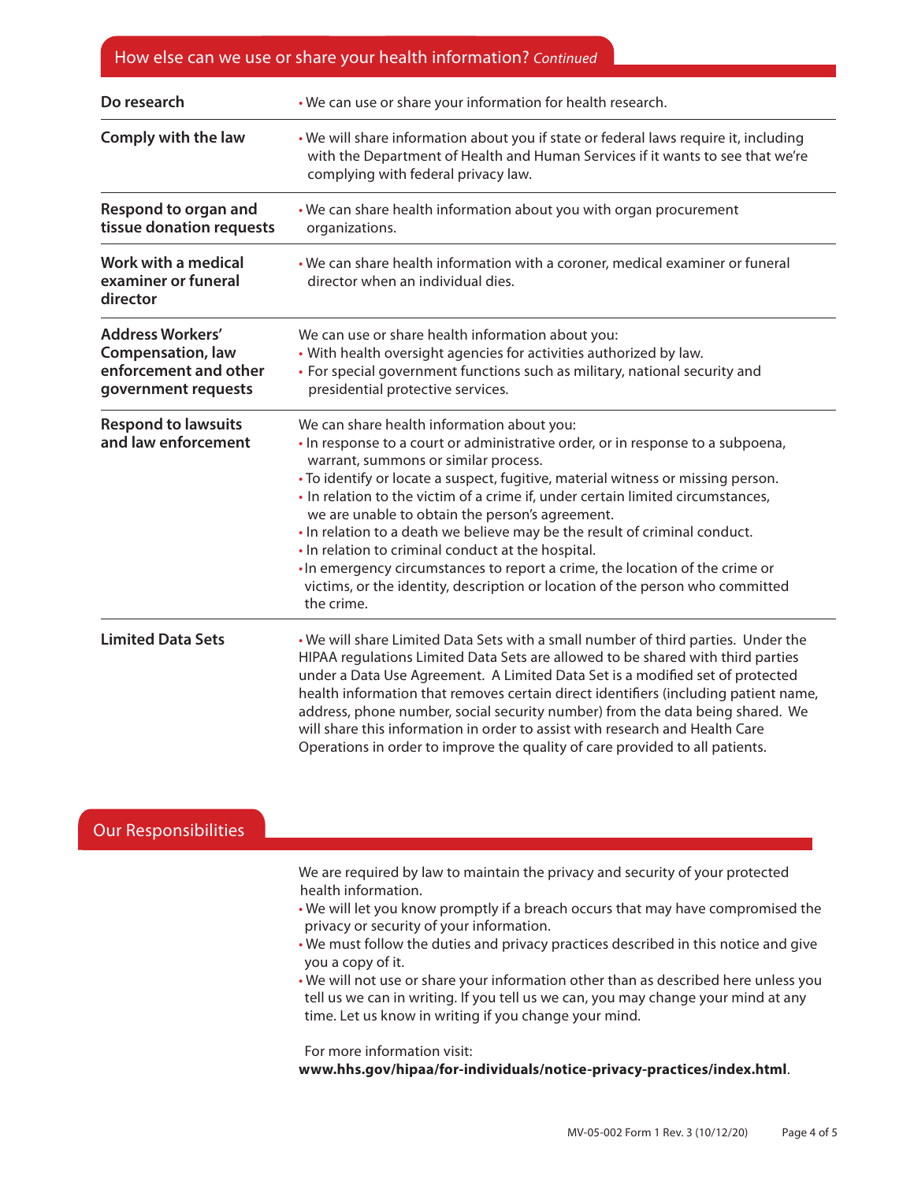## How else can we use or share your health information? *Continued*

| | |
|---|---|
| **Do research** | • We can use or share your information for health research. |
| **Comply with the law** | • We will share information about you if state or federal laws require it, including with the Department of Health and Human Services if it wants to see that we're complying with federal privacy law. |
| **Respond to organ and tissue donation requests** | • We can share health information about you with organ procurement organizations. |
| **Work with a medical examiner or funeral director** | • We can share health information with a coroner, medical examiner or funeral director when an individual dies. |
| **Address Workers' Compensation, law enforcement and other government requests** | We can use or share health information about you:<br>• With health oversight agencies for activities authorized by law.<br>• For special government functions such as military, national security and presidential protective services. |
| **Respond to lawsuits and law enforcement** | We can share health information about you:<br>• In response to a court or administrative order, or in response to a subpoena, warrant, summons or similar process.<br>• To identify or locate a suspect, fugitive, material witness or missing person.<br>• In relation to the victim of a crime if, under certain limited circumstances, we are unable to obtain the person's agreement.<br>• In relation to a death we believe may be the result of criminal conduct.<br>• In relation to criminal conduct at the hospital.<br>• In emergency circumstances to report a crime, the location of the crime or victims, or the identity, description or location of the person who committed the crime. |
| **Limited Data Sets** | • We will share Limited Data Sets with a small number of third parties. Under the HIPAA regulations Limited Data Sets are allowed to be shared with third parties under a Data Use Agreement. A Limited Data Set is a modified set of protected health information that removes certain direct identifiers (including patient name, address, phone number, social security number) from the data being shared. We will share this information in order to assist with research and Health Care Operations in order to improve the quality of care provided to all patients. |

## Our Responsibilities

We are required by law to maintain the privacy and security of your protected health information.

- We will let you know promptly if a breach occurs that may have compromised the privacy or security of your information.
- We must follow the duties and privacy practices described in this notice and give you a copy of it.
- We will not use or share your information other than as described here unless you tell us we can in writing. If you tell us we can, you may change your mind at any time. Let us know in writing if you change your mind.

For more information visit:
**www.hhs.gov/hipaa/for-individuals/notice-privacy-practices/index.html**.

MV-05-002 Form 1 Rev. 3 (10/12/20)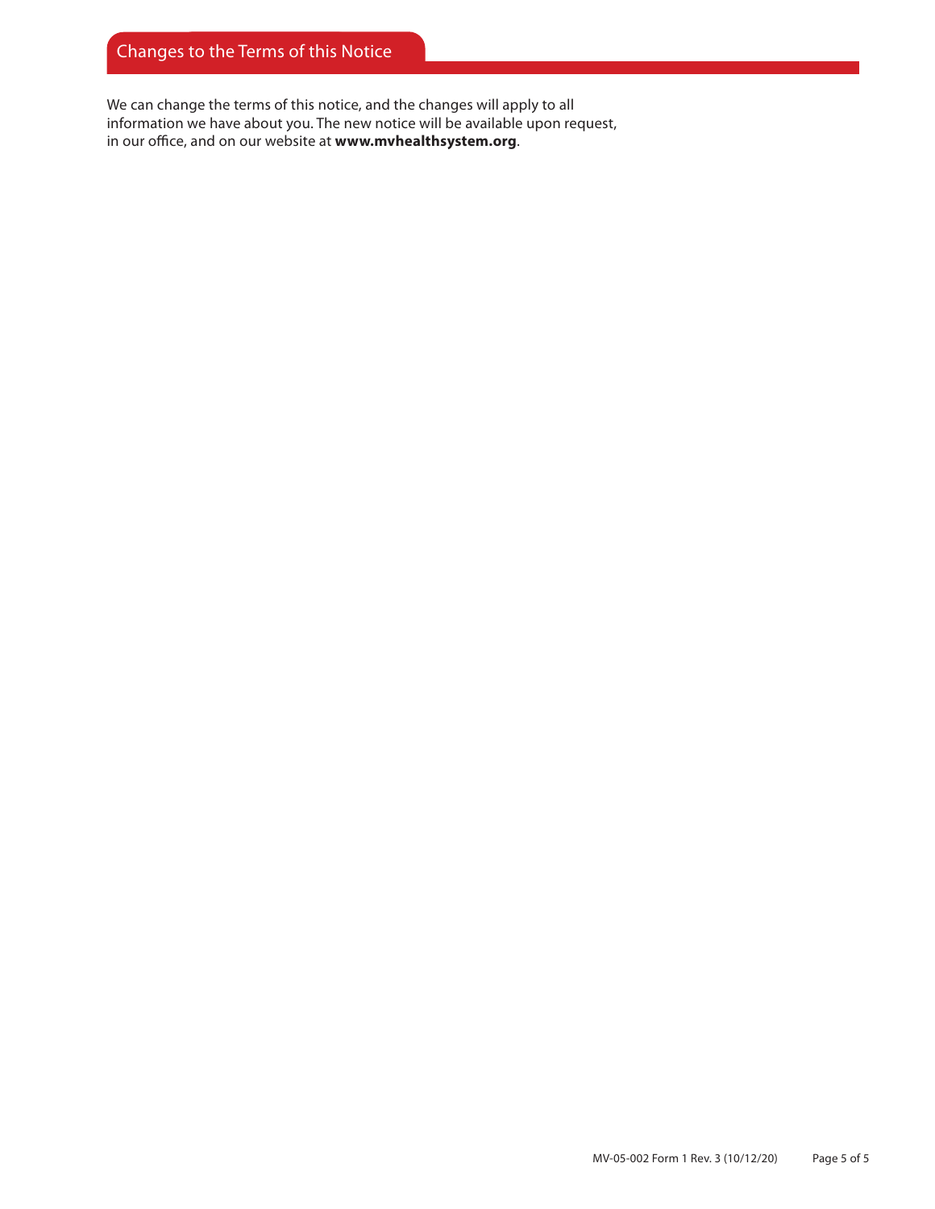## Changes to the Terms of this Notice

We can change the terms of this notice, and the changes will apply to all information we have about you. The new notice will be available upon request, in our office, and on our website at **www.mvhealthsystem.org**.